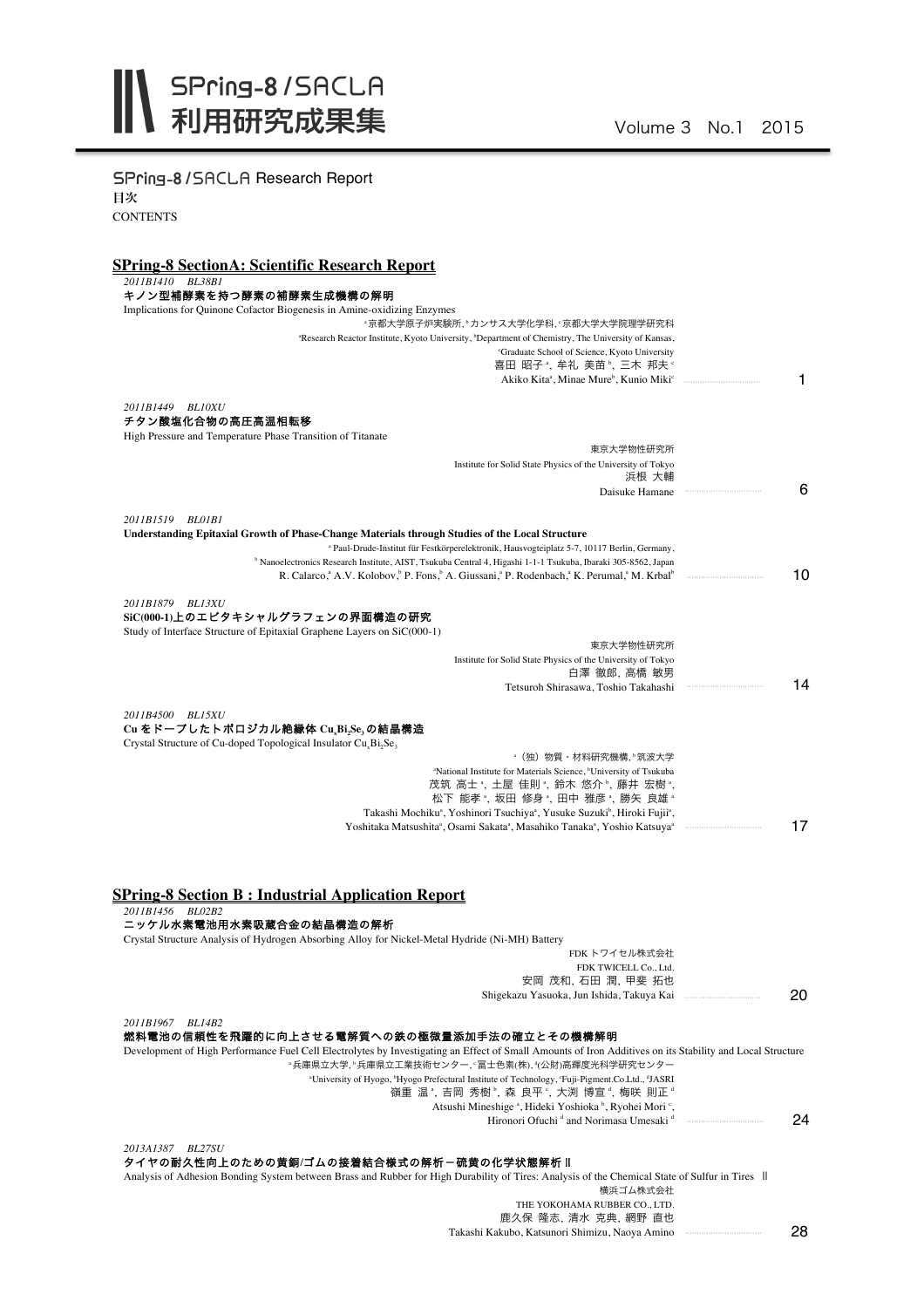# SPring-8 / SACLA 利用研究成果集

Volume 3 No.1 2015

SPring-8 / SACLA Research Report

目次

CONTENTS

## SPring-8 SectionA: Scientific Research Report

*2011B1410 BL38B1*

**キノン型補酵素を持つ酵素の補酵素生成機構の解明**

Implications for Quinone Cofactor Biogenesis in Amine-oxidizing Enzymes

[a]京都大学原子炉実験所, [b]カンサス大学化学科, [c]京都大学大学院理学研究科

[a]Research Reactor Institute, Kyoto University, [b]Department of Chemistry, The University of Kansas, [c]Graduate School of Science, Kyoto University

喜田 昭子[a], 牟礼 美苗[b], 三木 邦夫[c]

Akiko Kita[a], Minae Mure[b], Kunio Miki[c] ..................... 1

*2011B1449 BL10XU*

**チタン酸塩化合物の高圧高温相転移**

High Pressure and Temperature Phase Transition of Titanate

東京大学物性研究所

Institute for Solid State Physics of the University of Tokyo

浜根 大輔

Daisuke Hamane ..................... 6

*2011B1519 BL01B1*

**Understanding Epitaxial Growth of Phase-Change Materials through Studies of the Local Structure**

[a] Paul-Drude-Institut für Festkörperelektronik, Hausvogteiplatz 5-7, 10117 Berlin, Germany,

[b] Nanoelectronics Research Institute, AIST, Tsukuba Central 4, Higashi 1-1-1 Tsukuba, Ibaraki 305-8562, Japan

R. Calarco,[a] A.V. Kolobov,[b] P. Fons,[b] A. Giussani,[a] P. Rodenbach,[a] K. Perumal,[a] M. Krbal[b] ..................... 10

*2011B1879 BL13XU*

**SiC(000-1)上のエピタキシャルグラフェンの界面構造の研究**

Study of Interface Structure of Epitaxial Graphene Layers on SiC(000-1)

東京大学物性研究所

Institute for Solid State Physics of the University of Tokyo

白澤 徹郎, 高橋 敏男

Tetsuroh Shirasawa, Toshio Takahashi ..................... 14

*2011B4500 BL15XU*

**Cu をドープしたトポロジカル絶縁体 $Cu_xBi_2Se_3$ の結晶構造**

Crystal Structure of Cu-doped Topological Insulator $Cu_xBi_2Se_3$

[a]（独）物質・材料研究機構, [b]筑波大学

[a]National Institute for Materials Science, [b]University of Tsukuba

茂筑 高士[a], 土屋 佳則[a], 鈴木 悠介[b], 藤井 宏樹[a], 松下 能孝[a], 坂田 修身[a], 田中 雅彦[a], 勝矢 良雄[a]

Takashi Mochiku[a], Yoshinori Tsuchiya[a], Yusuke Suzuki[b], Hiroki Fujii[a], Yoshitaka Matsushita[a], Osami Sakata[a], Masahiko Tanaka[a], Yoshio Katsuya[a] ..................... 17

## SPring-8 Section B : Industrial Application Report

*2011B1456 BL02B2*

**ニッケル水素電池用水素吸蔵合金の結晶構造の解析**

Crystal Structure Analysis of Hydrogen Absorbing Alloy for Nickel-Metal Hydride (Ni-MH) Battery

FDK トワイセル株式会社

FDK TWICELL Co., Ltd.

安岡 茂和, 石田 潤, 甲斐 拓也

Shigekazu Yasuoka, Jun Ishida, Takuya Kai ..................... 20

*2011B1967 BL14B2*

**燃料電池の信頼性を飛躍的に向上させる電解質への鉄の極微量添加手法の確立とその機構解明**

Development of High Performance Fuel Cell Electrolytes by Investigating an Effect of Small Amounts of Iron Additives on its Stability and Local Structure

[a]兵庫県立大学, [b]兵庫県立工業技術センター, [c]冨士色素(株), [d](公財)高輝度光科学研究センター

[a]University of Hyogo, [b]Hyogo Prefectural Institute of Technology, [c]Fuji-Pigment.Co.Ltd., [d]JASRI

嶺重 温[a], 吉岡 秀樹[b], 森 良平[c], 大渕 博宣[d], 梅咲 則正[d]

Atsushi Mineshige[a], Hideki Yoshioka[b], Ryohei Mori[c], Hironori Ofuchi[d] and Norimasa Umesaki[d] ..................... 24

*2013A1387 BL27SU*

**タイヤの耐久性向上のための黄銅/ゴムの接着結合様式の解析－硫黄の化学状態解析 II**

Analysis of Adhesion Bonding System between Brass and Rubber for High Durability of Tires: Analysis of the Chemical State of Sulfur in Tires II

横浜ゴム株式会社

THE YOKOHAMA RUBBER CO., LTD.

鹿久保 隆志, 清水 克典, 網野 直也

Takashi Kakubo, Katsunori Shimizu, Naoya Amino ..................... 28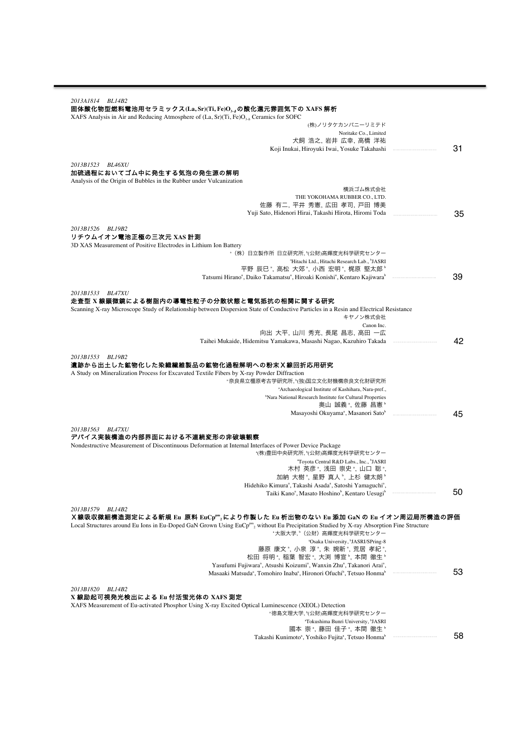*2013A1814　BL14B2*

**固体酸化物型燃料電池用セラミックス$(La, Sr)(Ti, Fe)O_{3-\delta}$の酸化還元雰囲気下の XAFS 解析**

XAFS Analysis in Air and Reducing Atmosphere of $(La, Sr)(Ti, Fe)O_{3-\delta}$ Ceramics for SOFC

(株)ノリタケカンパニーリミテド
Noritake Co., Limited
犬飼 浩之, 岩井 広幸, 高橋 洋祐
Koji Inukai, Hiroyuki Iwai, Yosuke Takahashi ……… 31

*2013B1523　BL46XU*

**加硫過程においてゴム中に発生する気泡の発生源の解明**

Analysis of the Origin of Bubbles in the Rubber under Vulcanization

横浜ゴム株式会社
THE YOKOHAMA RUBBER CO., LTD.
佐藤 有二, 平井 秀憲, 広田 孝司, 戸田 博美
Yuji Sato, Hidenori Hirai, Takashi Hirota, Hiromi Toda ……… 35

*2013B1526　BL19B2*

**リチウムイオン電池正極の三次元 XAS 計測**

3D XAS Measurement of Positive Electrodes in Lithium Ion Battery

[a]（株）日立製作所 日立研究所, [b](公財)高輝度光科学研究センター
[a]Hitachi Ltd., Hitachi Research Lab., [b]JASRI
平野 辰巳[a], 高松 大郊[a], 小西 宏明[a], 梶原 堅太郎[b]
Tatsumi Hirano[a], Daiko Takamatsu[a], Hiroaki Konishi[a], Kentaro Kajiwara[b] ……… 39

*2013B1533　BL47XU*

**走査型 X 線顕微鏡による樹脂内の導電性粒子の分散状態と電気抵抗の相関に関する研究**

Scanning X-ray Microscope Study of Relationship between Dispersion State of Conductive Particles in a Resin and Electrical Resistance

キヤノン株式会社
Canon Inc.
向出 大平, 山川 秀充, 長尾 昌志, 高田 一広
Taihei Mukaide, Hidemitsu Yamakawa, Masashi Nagao, Kazuhiro Takada ……… 42

*2013B1553　BL19B2*

**遺跡から出土した鉱物化した染織繊維製品の鉱物化過程解明への粉末Ｘ線回折応用研究**

A Study on Mineralization Process for Excavated Textile Fibers by X-ray Powder Diffraction

[a]奈良県立橿原考古学研究所, [b](独)国立文化財機構奈良文化財研究所
[a]Archaeological Institute of Kashihara, Nara-pref.,
[b]Nara National Research Institute for Cultural Properties
奥山 誠義[a], 佐藤 昌憲[b]
Masayoshi Okuyama[a], Masanori Sato[b] ……… 45

*2013B1563　BL47XU*

**デバイス実装構造の内部界面における不連続変形の非破壊観察**

Nondestructive Measurement of Discontinuous Deformation at Internal Interfaces of Power Device Package

[a](株)豊田中央研究所, [b](公財)高輝度光科学研究センター
[a]Toyota Central R&D Labs., Inc., [b]JASRI
木村 英彦[a], 浅田 崇史[a], 山口 聡[a],
加納 大樹[a], 星野 真人[b], 上杉 健太朗[b]
Hidehiko Kimura[a], Takashi Asada[a], Satoshi Yamaguchi[a],
Taiki Kano[a], Masato Hoshino[b], Kentaro Uesugi[b] ……… 50

*2013B1579　BL14B2*

**X 線吸収微細構造測定による新規 Eu 原料 $EuCp^{pm}_2$ により作製した Eu 析出物のない Eu 添加 GaN の Eu イオン周辺局所構造の評価**

Local Structures around Eu Ions in Eu-Doped GaN Grown Using $EuCp^{pm}_2$ without Eu Precipitation Studied by X-ray Absorption Fine Structure

[a]大阪大学, [b]（公財）高輝度光科学研究センター
[a]Osaka University, [b]JASRI/SPring-8
藤原 康文[a], 小泉 淳[a], 朱 婉新[a], 荒居 孝紀[a],
松田 将明[a], 稲葉 智宏[a], 大渕 博宣[b], 本間 徹生[b]
Yasufumi Fujiwara[a], Atsushi Koizumi[a], Wanxin Zhu[a], Takanori Arai[a],
Masaaki Matsuda[a], Tomohiro Inaba[a], Hironori Ofuchi[b], Tetsuo Honma[b] ……… 53

*2013B1820　BL14B2*

**X 線励起可視発光検出による Eu 付活蛍光体の XAFS 測定**

XAFS Measurement of Eu-activated Phosphor Using X-ray Excited Optical Luminescence (XEOL) Detection

[a]徳島文理大学, [b](公財)高輝度光科学研究センター
[a]Tokushima Bunri University, [b]JASRI
國本 崇[a], 藤田 佳子[a], 本間 徹生[b]
Takashi Kunimoto[a], Yoshiko Fujita[a], Tetsuo Honma[b] ……… 58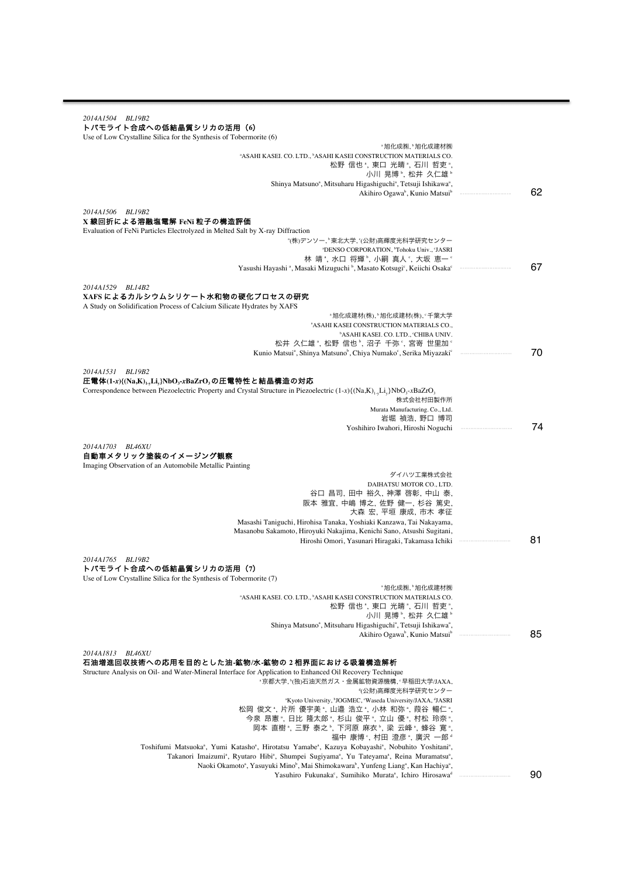*2014A1504　BL19B2*

**トバモライト合成への低結晶質シリカの活用（6）**

Use of Low Crystalline Silica for the Synthesis of Tobermorite (6)

[a]旭化成㈱, [b]旭化成建材㈱

[a]ASAHI KASEI. CO. LTD., [b]ASAHI KASEI CONSTRUCTION MATERIALS CO.

松野 信也[a], 東口 光晴[a], 石川 哲吏[a], 小川 晃博[b], 松井 久仁雄[b]

Shinya Matsuno[a], Mitsuharu Higashiguchi[a], Tetsuji Ishikawa[a], Akihiro Ogawa[b], Kunio Matsui[b] ............ 62

*2014A1506　BL19B2*

**X 線回折による溶融塩電解 FeNi 粒子の構造評価**

Evaluation of FeNi Particles Electrolyzed in Melted Salt by X-ray Diffraction

[a](株)デンソー, [b]東北大学, [c](公財)高輝度光科学研究センター

[a]DENSO CORPORATION, [b]Tohoku Univ., [c]JASRI

林 靖[a], 水口 将輝[b], 小嗣 真人[c], 大坂 恵一[c]

Yasushi Hayashi[a], Masaki Mizuguchi[b], Masato Kotsugi[c], Keiichi Osaka[c] ............ 67

*2014A1529　BL14B2*

**XAFS によるカルシウムシリケート水和物の硬化プロセスの研究**

A Study on Solidification Process of Calcium Silicate Hydrates by XAFS

[a]旭化成建材(株), [b]旭化成建材(株), [c]千葉大学

[a]ASAHI KASEI CONSTRUCTION MATERIALS CO., [b]ASAHI KASEI. CO. LTD., [c]CHIBA UNIV.

松井 久仁雄[a], 松野 信也[b], 沼子 千弥[c], 宮嵜 世里加[c]

Kunio Matsui[a], Shinya Matsuno[b], Chiya Numako[c], Serika Miyazaki[c] ............ 70

*2014A1531　BL19B2*

**圧電体$(1\text{-}x)\{(Na,K)_{1\text{-}y}Li_y\}NbO_3\text{-}xBaZrO_3$の圧電特性と結晶構造の対応**

Correspondence between Piezoelectric Property and Crystal Structure in Piezoelectric $(1\text{-}x)\{(Na,K)_{1\text{-}y}Li_y\}NbO_3\text{-}xBaZrO_3$

株式会社村田製作所

Murata Manufacturing. Co., Ltd.

岩堀 禎浩, 野口 博司

Yoshihiro Iwahori, Hiroshi Noguchi ............ 74

*2014A1703　BL46XU*

**自動車メタリック塗装のイメージング観察**

Imaging Observation of an Automobile Metallic Painting

ダイハツ工業株式会社

DAIHATSU MOTOR CO., LTD.

谷口 昌司, 田中 裕久, 神澤 啓彰, 中山 泰, 阪本 雅宜, 中嶋 博之, 佐野 健一, 杉谷 篤史, 大森 宏, 平垣 康成, 市木 孝征

Masashi Taniguchi, Hirohisa Tanaka, Yoshiaki Kanzawa, Tai Nakayama, Masanobu Sakamoto, Hiroyuki Nakajima, Kenichi Sano, Atsushi Sugitani, Hiroshi Omori, Yasunari Hiragaki, Takamasa Ichiki ............ 81

*2014A1765　BL19B2*

**トバモライト合成への低結晶質シリカの活用（7）**

Use of Low Crystalline Silica for the Synthesis of Tobermorite (7)

[a]旭化成㈱, [b]旭化成建材㈱

[a]ASAHI KASEI. CO. LTD., [b]ASAHI KASEI CONSTRUCTION MATERIALS CO.

松野 信也[a], 東口 光晴[a], 石川 哲吏[a], 小川 晃博[b], 松井 久仁雄[b]

Shinya Matsuno[a], Mitsuharu Higashiguchi[a], Tetsuji Ishikawa[a], Akihiro Ogawa[b], Kunio Matsui[b] ............ 85

*2014A1813　BL46XU*

**石油増進回収技術への応用を目的とした油-鉱物/水-鉱物の 2 相界面における吸着構造解析**

Structure Analysis on Oil- and Water-Mineral Interface for Application to Enhanced Oil Recovery Technique

[a]京都大学, [b](独)石油天然ガス・金属鉱物資源機構, [c]早稲田大学/JAXA, [d](公財)高輝度光科学研究センター

[a]Kyoto University, [b]JOGMEC, [c]Waseda University/JAXA, [d]JASRI

松岡 俊文[a], 片所 優宇美[a], 山邉 浩立[a], 小林 和弥[a], 葭谷 暢仁[a], 今泉 昂憲[a], 日比 隆太郎[a], 杉山 俊平[a], 立山 優[a], 村松 玲奈[a], 岡本 直樹[a], 三野 泰之[b], 下河原 麻衣[b], 梁 云峰[a], 蜂谷 寛[a], 福中 康博[c], 村田 澄彦[a], 廣沢 一郎[d]

Toshifumi Matsuoka[a], Yumi Katasho[a], Hirotatsu Yamabe[a], Kazuya Kobayashi[a], Nobuhito Yoshitani[a], Takanori Imaizumi[a], Ryutaro Hibi[a], Shumpei Sugiyama[a], Yu Tateyama[a], Reina Muramatsu[a], Naoki Okamoto[a], Yasuyuki Mino[b], Mai Shimokawara[b], Yunfeng Liang[a], Kan Hachiya[a], Yasuhiro Fukunaka[c], Sumihiko Murata[a], Ichiro Hirosawa[d] ............ 90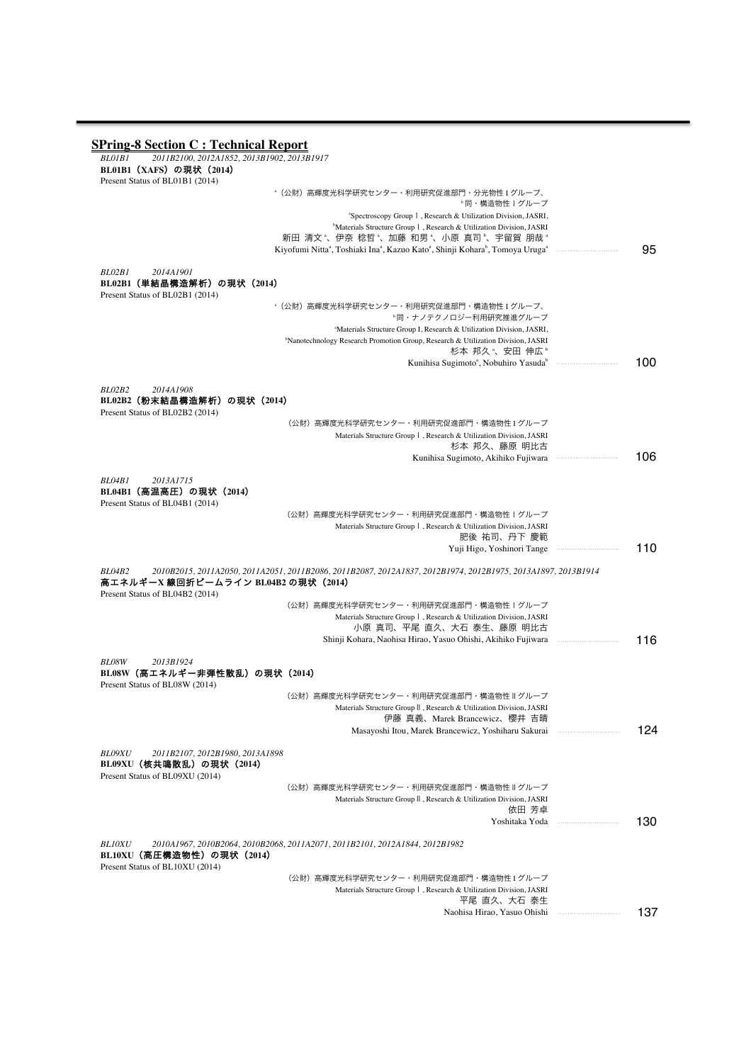## SPring-8 Section C : Technical Report

*BL01B1　2011B2100, 2012A1852, 2013B1902, 2013B1917*

**BL01B1（XAFS）の現状（2014）**

Present Status of BL01B1 (2014)

[a]（公財）高輝度光科学研究センター・利用研究促進部門・分光物性 I グループ、
[b]同・構造物性 I グループ

[a]Spectroscopy Group Ⅰ, Research & Utilization Division, JASRI,
[b]Materials Structure Group Ⅰ, Research & Utilization Division, JASRI

新田 清文[a]、伊奈 稔哲[a]、加藤 和男[a]、小原 真司[b]、宇留賀 朋哉[a]

Kiyofumi Nitta[a], Toshiaki Ina[a], Kazuo Kato[a], Shinji Kohara[b], Tomoya Uruga[a] ……… 95

*BL02B1　2014A1901*

**BL02B1（単結晶構造解析）の現状（2014）**

Present Status of BL02B1 (2014)

[a]（公財）高輝度光科学研究センター・利用研究促進部門・構造物性 I グループ、
[b]同・ナノテクノロジー利用研究推進グループ

[a]Materials Structure Group I, Research & Utilization Division, JASRI,
[b]Nanotechnology Research Promotion Group, Research & Utilization Division, JASRI

杉本 邦久[a]、安田 伸広[b]

Kunihisa Sugimoto[a], Nobuhiro Yasuda[b] ……… 100

*BL02B2　2014A1908*

**BL02B2（粉末結晶構造解析）の現状（2014）**

Present Status of BL02B2 (2014)

（公財）高輝度光科学研究センター・利用研究促進部門・構造物性 I グループ

Materials Structure Group Ⅰ, Research & Utilization Division, JASRI

杉本 邦久、藤原 明比古

Kunihisa Sugimoto, Akihiko Fujiwara ……… 106

*BL04B1　2013A1715*

**BL04B1（高温高圧）の現状（2014）**

Present Status of BL04B1 (2014)

（公財）高輝度光科学研究センター・利用研究促進部門・構造物性 I グループ

Materials Structure Group Ⅰ, Research & Utilization Division, JASRI

肥後 祐司、丹下 慶範

Yuji Higo, Yoshinori Tange ……… 110

*BL04B2　2010B2015, 2011A2050, 2011A2051, 2011B2086, 2011B2087, 2012A1837, 2012B1974, 2012B1975, 2013A1897, 2013B1914*

**高エネルギーX 線回折ビームライン BL04B2 の現状（2014）**

Present Status of BL04B2 (2014)

（公財）高輝度光科学研究センター・利用研究促進部門・構造物性 I グループ

Materials Structure Group Ⅰ, Research & Utilization Division, JASRI

小原 真司、平尾 直久、大石 泰生、藤原 明比古

Shinji Kohara, Naohisa Hirao, Yasuo Ohishi, Akihiko Fujiwara ……… 116

*BL08W　2013B1924*

**BL08W（高エネルギー非弾性散乱）の現状（2014）**

Present Status of BL08W (2014)

（公財）高輝度光科学研究センター・利用研究促進部門・構造物性 II グループ

Materials Structure Group Ⅱ, Research & Utilization Division, JASRI

伊藤 真義、Marek Brancewicz、櫻井 吉晴

Masayoshi Itou, Marek Brancewicz, Yoshiharu Sakurai ……… 124

*BL09XU　2011B2107, 2012B1980, 2013A1898*

**BL09XU（核共鳴散乱）の現状（2014）**

Present Status of BL09XU (2014)

（公財）高輝度光科学研究センター・利用研究促進部門・構造物性 II グループ

Materials Structure Group Ⅱ, Research & Utilization Division, JASRI

依田 芳卓

Yoshitaka Yoda ……… 130

*BL10XU　2010A1967, 2010B2064, 2010B2068, 2011A2071, 2011B2101, 2012A1844, 2012B1982*

**BL10XU（高圧構造物性）の現状（2014）**

Present Status of BL10XU (2014)

（公財）高輝度光科学研究センター・利用研究促進部門・構造物性 I グループ

Materials Structure Group Ⅰ, Research & Utilization Division, JASRI

平尾 直久、大石 泰生

Naohisa Hirao, Yasuo Ohishi ……… 137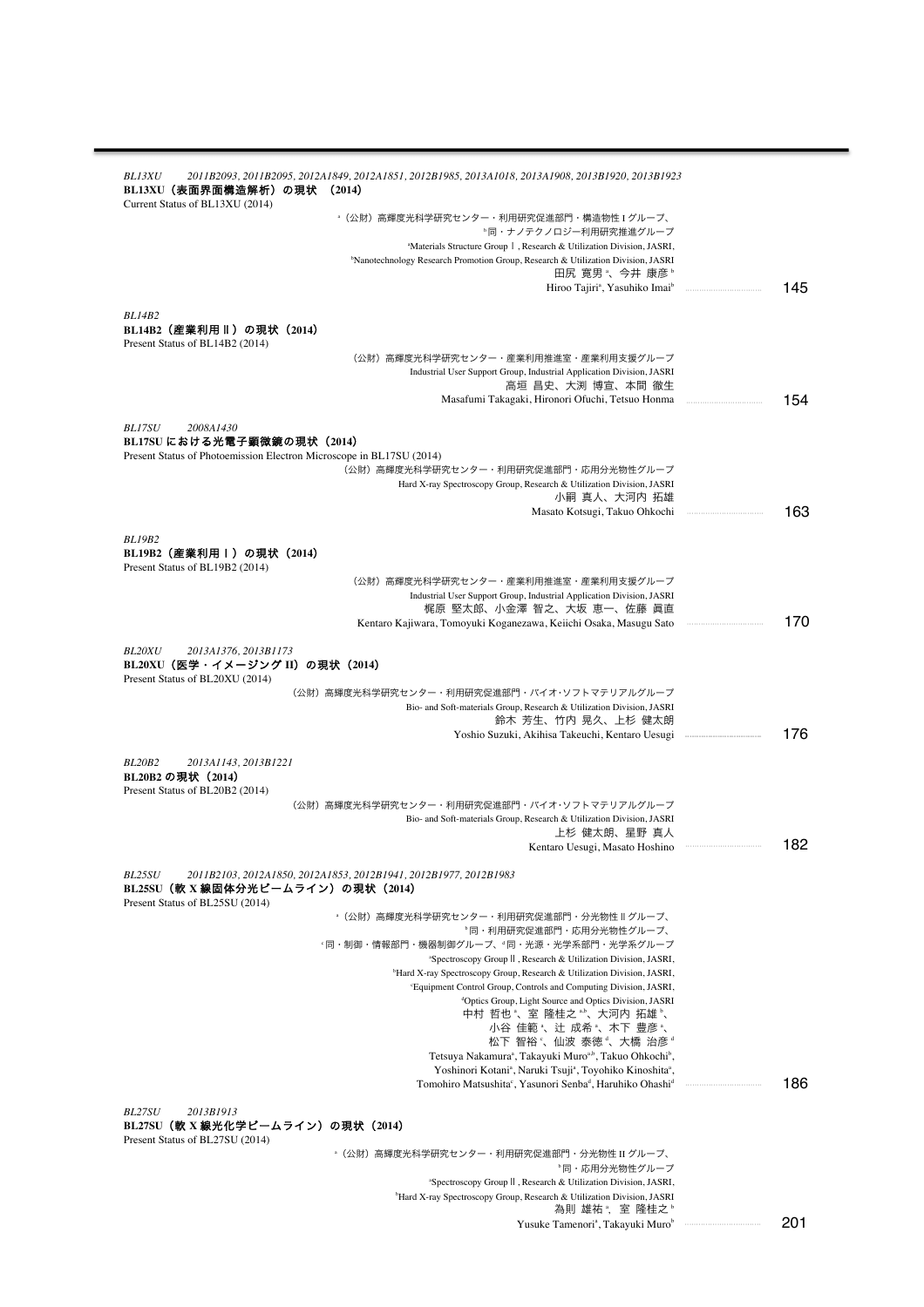*BL13XU　　2011B2093, 2011B2095, 2012A1849, 2012A1851, 2012B1985, 2013A1018, 2013A1908, 2013B1920, 2013B1923*

**BL13XU（表面界面構造解析）の現状　(2014)**

Current Status of BL13XU (2014)

[a]（公財）高輝度光科学研究センター・利用研究促進部門・構造物性 I グループ、
[b]同・ナノテクノロジー利用研究推進グループ
[a]Materials Structure Group Ⅰ, Research & Utilization Division, JASRI,
[b]Nanotechnology Research Promotion Group, Research & Utilization Division, JASRI
田尻 寛男[a]、今井 康彦[b]
Hiroo Tajiri[a], Yasuhiko Imai[b] ……… 145

*BL14B2*

**BL14B2（産業利用 II）の現状（2014）**

Present Status of BL14B2 (2014)

（公財）高輝度光科学研究センター・産業利用推進室・産業利用支援グループ
Industrial User Support Group, Industrial Application Division, JASRI
高垣 昌史、大渕 博宣、本間 徹生
Masafumi Takagaki, Hironori Ofuchi, Tetsuo Honma ……… 154

*BL17SU　　2008A1430*

**BL17SU における光電子顕微鏡の現状（2014）**

Present Status of Photoemission Electron Microscope in BL17SU (2014)

（公財）高輝度光科学研究センター・利用研究促進部門・応用分光物性グループ
Hard X-ray Spectroscopy Group, Research & Utilization Division, JASRI
小嗣 真人、大河内 拓雄
Masato Kotsugi, Takuo Ohkochi ……… 163

*BL19B2*

**BL19B2（産業利用 I）の現状（2014）**

Present Status of BL19B2 (2014)

（公財）高輝度光科学研究センター・産業利用推進室・産業利用支援グループ
Industrial User Support Group, Industrial Application Division, JASRI
梶原 堅太郎、小金澤 智之、大坂 恵一、佐藤 眞直
Kentaro Kajiwara, Tomoyuki Koganezawa, Keiichi Osaka, Masugu Sato ……… 170

*BL20XU　　2013A1376, 2013B1173*

**BL20XU（医学・イメージング II）の現状（2014）**

Present Status of BL20XU (2014)

（公財）高輝度光科学研究センター・利用研究促進部門・バイオ･ソフトマテリアルグループ
Bio- and Soft-materials Group, Research & Utilization Division, JASRI
鈴木 芳生、竹内 晃久、上杉 健太朗
Yoshio Suzuki, Akihisa Takeuchi, Kentaro Uesugi ……… 176

*BL20B2　　2013A1143, 2013B1221*

**BL20B2 の現状（2014）**

Present Status of BL20B2 (2014)

（公財）高輝度光科学研究センター・利用研究促進部門・バイオ･ソフトマテリアルグループ
Bio- and Soft-materials Group, Research & Utilization Division, JASRI
上杉 健太朗、星野 真人
Kentaro Uesugi, Masato Hoshino ……… 182

*BL25SU　　2011B2103, 2012A1850, 2012A1853, 2012B1941, 2012B1977, 2012B1983*

**BL25SU（軟 X 線固体分光ビームライン）の現状（2014）**

Present Status of BL25SU (2014)

[a]（公財）高輝度光科学研究センター・利用研究促進部門・分光物性 II グループ、
[b]同・利用研究促進部門・応用分光物性グループ、
[c]同・制御・情報部門・機器制御グループ、[d]同・光源・光学系部門・光学系グループ
[a]Spectroscopy Group Ⅱ, Research & Utilization Division, JASRI,
[b]Hard X-ray Spectroscopy Group, Research & Utilization Division, JASRI,
[c]Equipment Control Group, Controls and Computing Division, JASRI,
[d]Optics Group, Light Source and Optics Division, JASRI
中村 哲也[a]、室 隆桂之[a,b]、大河内 拓雄[b]、
小谷 佳範[a]、辻 成希[a]、木下 豊彦[a]、
松下 智裕[c]、仙波 泰徳[d]、大橋 治彦[d]
Tetsuya Nakamura[a], Takayuki Muro[a,b], Takuo Ohkochi[b],
Yoshinori Kotani[a], Naruki Tsuji[a], Toyohiko Kinoshita[a],
Tomohiro Matsushita[c], Yasunori Senba[d], Haruhiko Ohashi[d] ……… 186

*BL27SU　　2013B1913*

**BL27SU（軟 X 線光化学ビームライン）の現状（2014）**

Present Status of BL27SU (2014)

[a]（公財）高輝度光科学研究センター・利用研究促進部門・分光物性 II グループ、
[b]同・応用分光物性グループ
[a]Spectroscopy Group Ⅱ, Research & Utilization Division, JASRI,
[b]Hard X-ray Spectroscopy Group, Research & Utilization Division, JASRI
為則 雄祐[a]、室 隆桂之[b]
Yusuke Tamenori[a], Takayuki Muro[b] ……… 201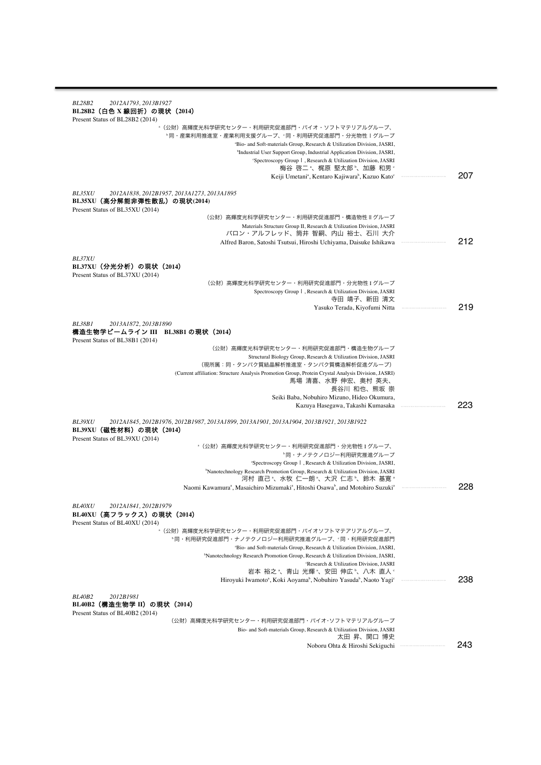*BL28B2　　2012A1793, 2013B1927*

**BL28B2（白色 X 線回折）の現状（2014）**

Present Status of BL28B2 (2014)

[a]（公財）高輝度光科学研究センター・利用研究促進部門・バイオ・ソフトマテリアルグループ、
[b]同・産業利用推進室・産業利用支援グループ、[c]同・利用研究促進部門・分光物性Ⅰグループ
[a]Bio- and Soft-materials Group, Research & Utilization Division, JASRI,
[b]Industrial User Support Group, Industrial Application Division, JASRI,
[c]Spectroscopy Group Ⅰ, Research & Utilization Division, JASRI
梅谷 啓二[a]、梶原 堅太郎[b]、加藤 和男[c]
Keiji Umetani[a], Kentaro Kajiwara[b], Kazuo Kato[c] ……… 207

*BL35XU　　2012A1838, 2012B1957, 2013A1273, 2013A1895*

**BL35XU（高分解能非弾性散乱）の現状(2014)**

Present Status of BL35XU (2014)

（公財）高輝度光科学研究センター・利用研究促進部門・構造物性Ⅱグループ
Materials Structure Group II, Research & Utilization Division, JASRI
バロン・アルフレッド、筒井 智嗣、内山 裕士、石川 大介
Alfred Baron, Satoshi Tsutsui, Hiroshi Uchiyama, Daisuke Ishikawa ……… 212

*BL37XU*

**BL37XU（分光分析）の現状（2014）**

Present Status of BL37XU (2014)

（公財）高輝度光科学研究センター・利用研究促進部門・分光物性Ⅰグループ
Spectroscopy Group Ⅰ, Research & Utilization Division, JASRI
寺田 靖子、新田 清文
Yasuko Terada, Kiyofumi Nitta ……… 219

*BL38B1　　2013A1872, 2013B1890*

**構造生物学ビームライン III　BL38B1 の現状（2014）**

Present Status of BL38B1 (2014)

（公財）高輝度光科学研究センター・利用研究促進部門・構造生物グループ
Structural Biology Group, Research & Utilization Division, JASRI
（現所属：同・タンパク質結晶解析推進室・タンパク質構造解析促進グループ）
(Current affiliation: Structure Analysis Promotion Group, Protein Crystal Analysis Division, JASRI)
馬場 清喜、水野 伸宏、奥村 英夫、
長谷川 和也、熊坂 崇
Seiki Baba, Nobuhiro Mizuno, Hideo Okumura,
Kazuya Hasegawa, Takashi Kumasaka ……… 223

*BL39XU　　2012A1845, 2012B1976, 2012B1987, 2013A1899, 2013A1901, 2013A1904, 2013B1921, 2013B1922*

**BL39XU（磁性材料）の現状（2014）**

Present Status of BL39XU (2014)

[a]（公財）高輝度光科学研究センター・利用研究促進部門・分光物性Ⅰグループ、
[b]同・ナノテクノロジー利用研究推進グループ
[a]Spectroscopy Group Ⅰ, Research & Utilization Division, JASRI,
[b]Nanotechnology Research Promotion Group, Research & Utilization Division, JASRI
河村 直己[a]、水牧 仁一朗[a]、大沢 仁志[b]、鈴木 基寛[a]
Naomi Kawamura[a], Masaichiro Mizumaki[a], Hitoshi Osawa[b], and Motohiro Suzuki[a] ……… 228

*BL40XU　　2012A1841, 2012B1979*

**BL40XU（高フラックス）の現状（2014）**

Present Status of BL40XU (2014)

[a]（公財）高輝度光科学研究センター・利用研究促進部門・バイオソフトマテリアルグループ、
[b]同・利用研究促進部門・ナノテクノロジー利用研究推進グループ、[c]同・利用研究促進部門
[a]Bio- and Soft-materials Group, Research & Utilization Division, JASRI,
[b]Nanotechnology Research Promotion Group, Research & Utilization Division, JASRI,
[c]Research & Utilization Division, JASRI
岩本 裕之[a]、青山 光輝[a]、安田 伸広[b]、八木 直人[c]
Hiroyuki Iwamoto[a], Koki Aoyama[b], Nobuhiro Yasuda[b], Naoto Yagi[c] ……… 238

*BL40B2　　2012B1981*

**BL40B2（構造生物学 II）の現状（2014）**

Present Status of BL40B2 (2014)

（公財）高輝度光科学研究センター・利用研究促進部門・バイオ･ソフトマテリアルグループ
Bio- and Soft-materials Group, Research & Utilization Division, JASRI
太田 昇、関口 博史
Noboru Ohta & Hiroshi Sekiguchi ……… 243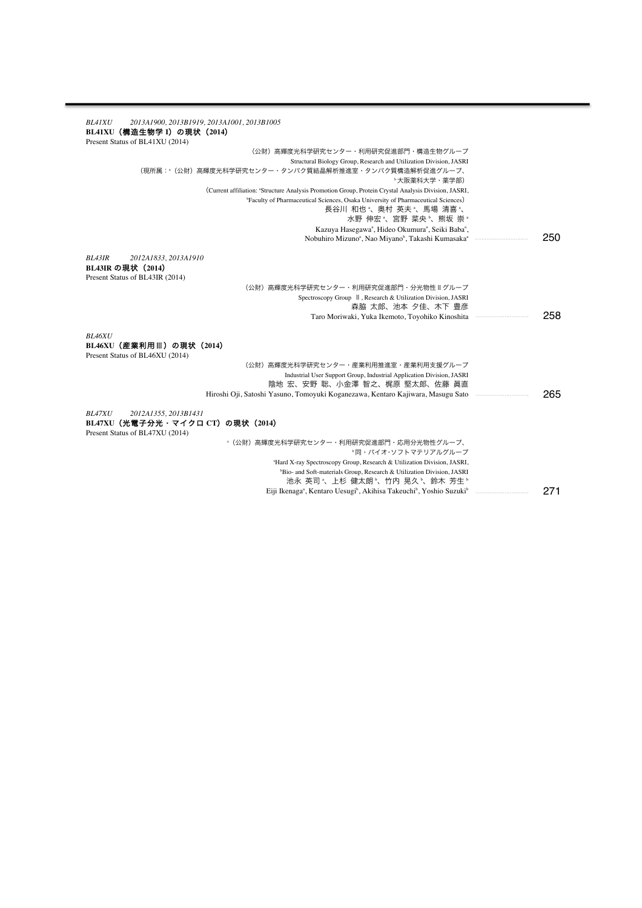*BL41XU　　2013A1900, 2013B1919, 2013A1001, 2013B1005*

**BL41XU（構造生物学 I）の現状（2014）**

Present Status of BL41XU (2014)

（公財）高輝度光科学研究センター・利用研究促進部門・構造生物グループ

Structural Biology Group, Research and Utilization Division, JASRI

（現所属：[a]（公財）高輝度光科学研究センター・タンパク質結晶解析推進室・タンパク質構造解析促進グループ、

[b]大阪薬科大学・薬学部）

（Current affiliation: [a]Structure Analysis Promotion Group, Protein Crystal Analysis Division, JASRI,

[b]Faculty of Pharmaceutical Sciences, Osaka University of Pharmaceutical Sciences）

長谷川 和也[a]、奥村 英夫[a]、馬場 清喜[a]、

水野 伸宏[a]、宮野 菜央[b]、熊坂 崇[a]

Kazuya Hasegawa[a], Hideo Okumura[a], Seiki Baba[a],

Nobuhiro Mizuno[a], Nao Miyano[b], Takashi Kumasaka[a] ……… 250

*BL43IR　　2012A1833, 2013A1910*

**BL43IR の現状（2014）**

Present Status of BL43IR (2014)

（公財）高輝度光科学研究センター・利用研究促進部門・分光物性 II グループ

Spectroscopy Group II, Research & Utilization Division, JASRI

森脇 太郎、池本 夕佳、木下 豊彦

Taro Moriwaki, Yuka Ikemoto, Toyohiko Kinoshita ……… 258

*BL46XU*

**BL46XU（産業利用 III）の現状（2014）**

Present Status of BL46XU (2014)

（公財）高輝度光科学研究センター・産業利用推進室・産業利用支援グループ

Industrial User Support Group, Industrial Application Division, JASRI

陰地 宏、安野 聡、小金澤 智之、梶原 堅太郎、佐藤 眞直

Hiroshi Oji, Satoshi Yasuno, Tomoyuki Koganezawa, Kentaro Kajiwara, Masugu Sato ……… 265

*BL47XU　　2012A1355, 2013B1431*

**BL47XU（光電子分光・マイクロ CT）の現状（2014）**

Present Status of BL47XU (2014)

[a]（公財）高輝度光科学研究センター・利用研究促進部門・応用分光物性グループ、

[b]同・バイオ･ソフトマテリアルグループ

[a]Hard X-ray Spectroscopy Group, Research & Utilization Division, JASRI,

[b]Bio- and Soft-materials Group, Research & Utilization Division, JASRI

池永 英司[a]、上杉 健太朗[b]、竹内 晃久[b]、鈴木 芳生[b]

Eiji Ikenaga[a], Kentaro Uesugi[b], Akihisa Takeuchi[b], Yoshio Suzuki[b] ……… 271